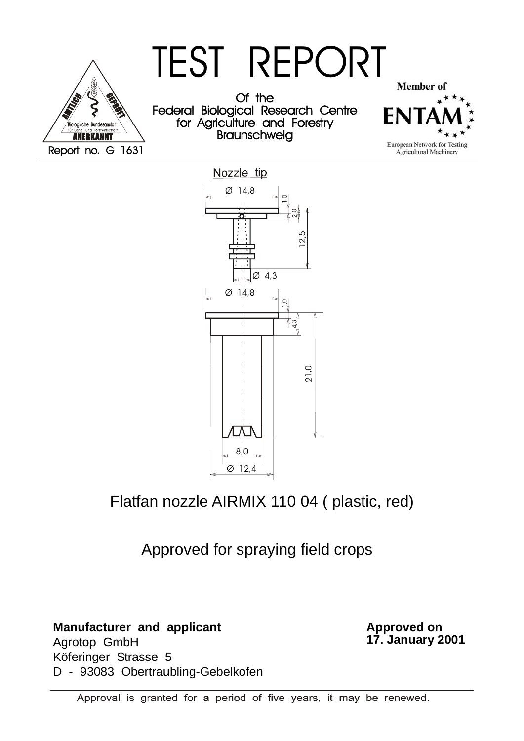# TEST REPORT

Of the
Federal Biological Research Centre
for Agriculture and Forestry
Braunschweig

Report no. G 1631

Member of ENTAM
European Network for Testing Agricultural Machinery

Nozzle tip

Ø 14,8
1,0
2,0
12,5
Ø 4,3
Ø 14,8
1,0
4,3
21,0
8,0
Ø 12,4

## Flatfan nozzle AIRMIX 110 04 ( plastic, red)

Approved for spraying field crops

**Manufacturer and applicant**
Agrotop GmbH
Köferinger Strasse 5
D - 93083 Obertraubling-Gebelkofen

**Approved on**
**17. January 2001**

Approval is granted for a period of five years, it may be renewed.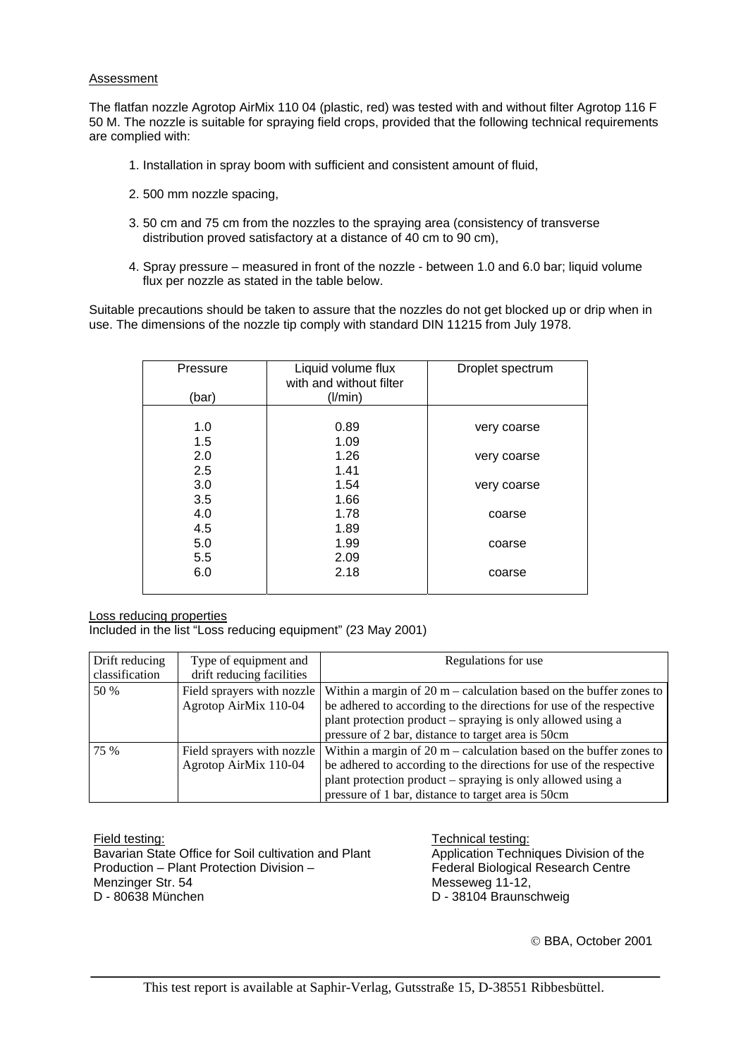Assessment

The flatfan nozzle Agrotop AirMix 110 04 (plastic, red) was tested with and without filter Agrotop 116 F 50 M. The nozzle is suitable for spraying field crops, provided that the following technical requirements are complied with:

1. Installation in spray boom with sufficient and consistent amount of fluid,
2. 500 mm nozzle spacing,
3. 50 cm and 75 cm from the nozzles to the spraying area (consistency of transverse distribution proved satisfactory at a distance of 40 cm to 90 cm),
4. Spray pressure – measured in front of the nozzle - between 1.0 and 6.0 bar; liquid volume flux per nozzle as stated in the table below.

Suitable precautions should be taken to assure that the nozzles do not get blocked up or drip when in use. The dimensions of the nozzle tip comply with standard DIN 11215 from July 1978.

| Pressure (bar) | Liquid volume flux with and without filter (l/min) | Droplet spectrum |
|---|---|---|
| 1.0 | 0.89 | very coarse |
| 1.5 | 1.09 | |
| 2.0 | 1.26 | very coarse |
| 2.5 | 1.41 | |
| 3.0 | 1.54 | very coarse |
| 3.5 | 1.66 | |
| 4.0 | 1.78 | coarse |
| 4.5 | 1.89 | |
| 5.0 | 1.99 | coarse |
| 5.5 | 2.09 | |
| 6.0 | 2.18 | coarse |

Loss reducing properties
Included in the list "Loss reducing equipment" (23 May 2001)

| Drift reducing classification | Type of equipment and drift reducing facilities | Regulations for use |
|---|---|---|
| 50 % | Field sprayers with nozzle Agrotop AirMix 110-04 | Within a margin of 20 m – calculation based on the buffer zones to be adhered to according to the directions for use of the respective plant protection product – spraying is only allowed using a pressure of 2 bar, distance to target area is 50cm |
| 75 % | Field sprayers with nozzle Agrotop AirMix 110-04 | Within a margin of 20 m – calculation based on the buffer zones to be adhered to according to the directions for use of the respective plant protection product – spraying is only allowed using a pressure of 1 bar, distance to target area is 50cm |

Field testing:
Bavarian State Office for Soil cultivation and Plant Production – Plant Protection Division –
Menzinger Str. 54
D - 80638 München

Technical testing:
Application Techniques Division of the Federal Biological Research Centre
Messeweg 11-12,
D - 38104 Braunschweig

© BBA, October 2001

This test report is available at Saphir-Verlag, Gutsstraße 15, D-38551 Ribbesbüttel.